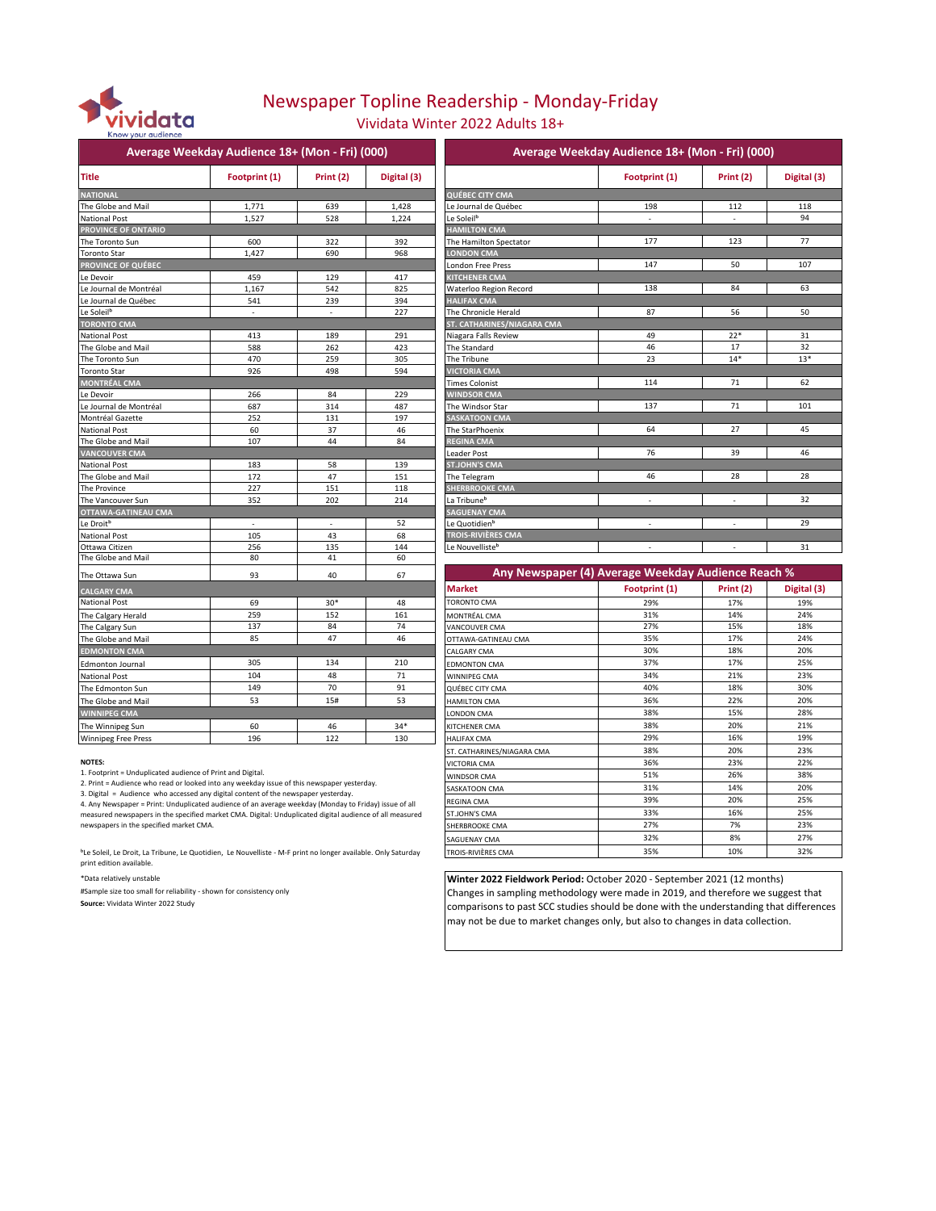# Newspaper Topline Readership - Monday-Friday

## Vividata Winter 2022 Adults 18+

### Average Weekday Audience 18+ (Mon - Fri) (000)

| Title | Footprint (1) | Print (2) | Digital (3) |
|---|---|---|---|
| **NATIONAL** | | | |
| The Globe and Mail | 1,771 | 639 | 1,428 |
| National Post | 1,527 | 528 | 1,224 |
| **PROVINCE OF ONTARIO** | | | |
| The Toronto Sun | 600 | 322 | 392 |
| Toronto Star | 1,427 | 690 | 968 |
| **PROVINCE OF QUÉBEC** | | | |
| Le Devoir | 459 | 129 | 417 |
| Le Journal de Montréal | 1,167 | 542 | 825 |
| Le Journal de Québec | 541 | 239 | 394 |
| Le Soleil[b] | - | - | 227 |
| **TORONTO CMA** | | | |
| National Post | 413 | 189 | 291 |
| The Globe and Mail | 588 | 262 | 423 |
| The Toronto Sun | 470 | 259 | 305 |
| Toronto Star | 926 | 498 | 594 |
| **MONTRÉAL CMA** | | | |
| Le Devoir | 266 | 84 | 229 |
| Le Journal de Montréal | 687 | 314 | 487 |
| Montréal Gazette | 252 | 131 | 197 |
| National Post | 60 | 37 | 46 |
| The Globe and Mail | 107 | 44 | 84 |
| **VANCOUVER CMA** | | | |
| National Post | 183 | 58 | 139 |
| The Globe and Mail | 172 | 47 | 151 |
| The Province | 227 | 151 | 118 |
| The Vancouver Sun | 352 | 202 | 214 |
| **OTTAWA-GATINEAU CMA** | | | |
| Le Droit[b] | - | - | 52 |
| National Post | 105 | 43 | 68 |
| Ottawa Citizen | 256 | 135 | 144 |
| The Globe and Mail | 80 | 41 | 60 |
| The Ottawa Sun | 93 | 40 | 67 |
| **CALGARY CMA** | | | |
| National Post | 69 | 30* | 48 |
| The Calgary Herald | 259 | 152 | 161 |
| The Calgary Sun | 137 | 84 | 74 |
| The Globe and Mail | 85 | 47 | 46 |
| **EDMONTON CMA** | | | |
| Edmonton Journal | 305 | 134 | 210 |
| National Post | 104 | 48 | 71 |
| The Edmonton Sun | 149 | 70 | 91 |
| The Globe and Mail | 53 | 15# | 53 |
| **WINNIPEG CMA** | | | |
| The Winnipeg Sun | 60 | 46 | 34* |
| Winnipeg Free Press | 196 | 122 | 130 |
| **QUÉBEC CITY CMA** | | | |
| Le Journal de Québec | 198 | 112 | 118 |
| Le Soleil[b] | - | - | 94 |
| **HAMILTON CMA** | | | |
| The Hamilton Spectator | 177 | 123 | 77 |
| **LONDON CMA** | | | |
| London Free Press | 147 | 50 | 107 |
| **KITCHENER CMA** | | | |
| Waterloo Region Record | 138 | 84 | 63 |
| **HALIFAX CMA** | | | |
| The Chronicle Herald | 87 | 56 | 50 |
| **ST. CATHARINES/NIAGARA CMA** | | | |
| Niagara Falls Review | 49 | 22* | 31 |
| The Standard | 46 | 17 | 32 |
| The Tribune | 23 | 14* | 13* |
| **VICTORIA CMA** | | | |
| Times Colonist | 114 | 71 | 62 |
| **WINDSOR CMA** | | | |
| The Windsor Star | 137 | 71 | 101 |
| **SASKATOON CMA** | | | |
| The StarPhoenix | 64 | 27 | 45 |
| **REGINA CMA** | | | |
| Leader Post | 76 | 39 | 46 |
| **ST.JOHN'S CMA** | | | |
| The Telegram | 46 | 28 | 28 |
| **SHERBROOKE CMA** | | | |
| La Tribune[b] | - | - | 32 |
| **SAGUENAY CMA** | | | |
| Le Quotidien[b] | - | - | 29 |
| **TROIS-RIVIÈRES CMA** | | | |
| Le Nouvelliste[b] | - | - | 31 |

### Any Newspaper (4) Average Weekday Audience Reach %

| Market | Footprint (1) | Print (2) | Digital (3) |
|---|---|---|---|
| TORONTO CMA | 29% | 17% | 19% |
| MONTRÉAL CMA | 31% | 14% | 24% |
| VANCOUVER CMA | 27% | 15% | 18% |
| OTTAWA-GATINEAU CMA | 35% | 17% | 24% |
| CALGARY CMA | 30% | 18% | 20% |
| EDMONTON CMA | 37% | 17% | 25% |
| WINNIPEG CMA | 34% | 21% | 23% |
| QUÉBEC CITY CMA | 40% | 18% | 30% |
| HAMILTON CMA | 36% | 22% | 20% |
| LONDON CMA | 38% | 15% | 28% |
| KITCHENER CMA | 38% | 20% | 21% |
| HALIFAX CMA | 29% | 16% | 19% |
| ST. CATHARINES/NIAGARA CMA | 38% | 20% | 23% |
| VICTORIA CMA | 36% | 23% | 22% |
| WINDSOR CMA | 51% | 26% | 38% |
| SASKATOON CMA | 31% | 14% | 20% |
| REGINA CMA | 39% | 20% | 25% |
| ST.JOHN'S CMA | 33% | 16% | 25% |
| SHERBROOKE CMA | 27% | 7% | 23% |
| SAGUENAY CMA | 32% | 8% | 27% |
| TROIS-RIVIÈRES CMA | 35% | 10% | 32% |

**NOTES:**

1. Footprint = Unduplicated audience of Print and Digital.
2. Print = Audience who read or looked into any weekday issue of this newspaper yesterday.
3. Digital = Audience who accessed any digital content of the newspaper yesterday.
4. Any Newspaper = Print: Unduplicated audience of an average weekday (Monday to Friday) issue of all measured newspapers in the specified market CMA. Digital: Unduplicated digital audience of all measured newspapers in the specified market CMA.

[b]Le Soleil, Le Droit, La Tribune, Le Quotidien, Le Nouvelliste - M-F print no longer available. Only Saturday print edition available.

*Data relatively unstable

#Sample size too small for reliability - shown for consistency only

**Source:** Vividata Winter 2022 Study

**Winter 2022 Fieldwork Period:** October 2020 - September 2021 (12 months)
Changes in sampling methodology were made in 2019, and therefore we suggest that comparisons to past SCC studies should be done with the understanding that differences may not be due to market changes only, but also to changes in data collection.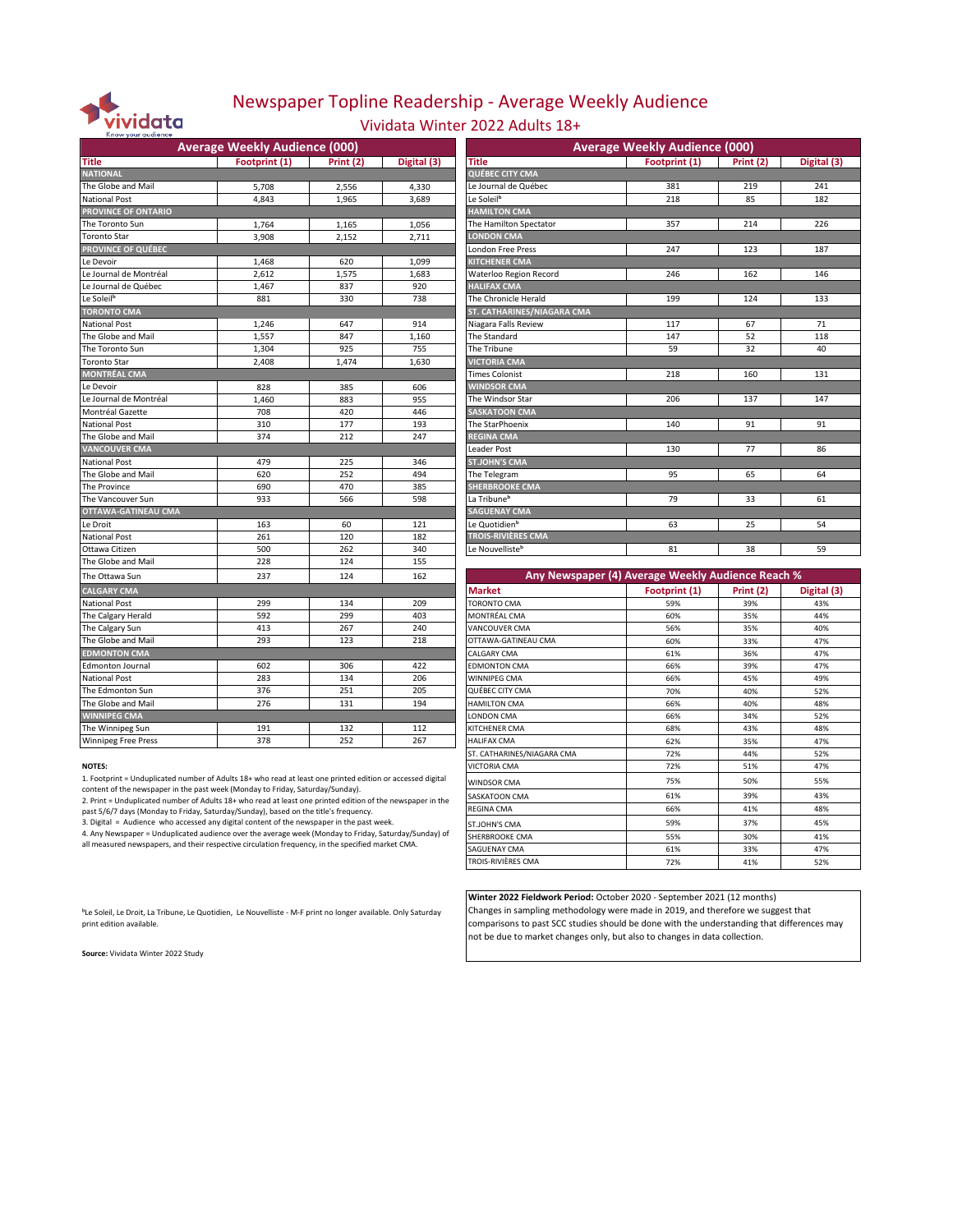# Newspaper Topline Readership - Average Weekly Audience

## Vividata Winter 2022 Adults 18+

| Average Weekly Audience (000) | | | |
|---|---|---|---|
| **Title** | **Footprint (1)** | **Print (2)** | **Digital (3)** |
| **NATIONAL** | | | |
| The Globe and Mail | 5,708 | 2,556 | 4,330 |
| National Post | 4,843 | 1,965 | 3,689 |
| **PROVINCE OF ONTARIO** | | | |
| The Toronto Sun | 1,764 | 1,165 | 1,056 |
| Toronto Star | 3,908 | 2,152 | 2,711 |
| **PROVINCE OF QUÉBEC** | | | |
| Le Devoir | 1,468 | 620 | 1,099 |
| Le Journal de Montréal | 2,612 | 1,575 | 1,683 |
| Le Journal de Québec | 1,467 | 837 | 920 |
| Le Soleil[b] | 881 | 330 | 738 |
| **TORONTO CMA** | | | |
| National Post | 1,246 | 647 | 914 |
| The Globe and Mail | 1,557 | 847 | 1,160 |
| The Toronto Sun | 1,304 | 925 | 755 |
| Toronto Star | 2,408 | 1,474 | 1,630 |
| **MONTRÉAL CMA** | | | |
| Le Devoir | 828 | 385 | 606 |
| Le Journal de Montréal | 1,460 | 883 | 955 |
| Montréal Gazette | 708 | 420 | 446 |
| National Post | 310 | 177 | 193 |
| The Globe and Mail | 374 | 212 | 247 |
| **VANCOUVER CMA** | | | |
| National Post | 479 | 225 | 346 |
| The Globe and Mail | 620 | 252 | 494 |
| The Province | 690 | 470 | 385 |
| The Vancouver Sun | 933 | 566 | 598 |
| **OTTAWA-GATINEAU CMA** | | | |
| Le Droit | 163 | 60 | 121 |
| National Post | 261 | 120 | 182 |
| Ottawa Citizen | 500 | 262 | 340 |
| The Globe and Mail | 228 | 124 | 155 |
| The Ottawa Sun | 237 | 124 | 162 |
| **CALGARY CMA** | | | |
| National Post | 299 | 134 | 209 |
| The Calgary Herald | 592 | 299 | 403 |
| The Calgary Sun | 413 | 267 | 240 |
| The Globe and Mail | 293 | 123 | 218 |
| **EDMONTON CMA** | | | |
| Edmonton Journal | 602 | 306 | 422 |
| National Post | 283 | 134 | 206 |
| The Edmonton Sun | 376 | 251 | 205 |
| The Globe and Mail | 276 | 131 | 194 |
| **WINNIPEG CMA** | | | |
| The Winnipeg Sun | 191 | 132 | 112 |
| Winnipeg Free Press | 378 | 252 | 267 |

| Average Weekly Audience (000) | | | |
|---|---|---|---|
| **Title** | **Footprint (1)** | **Print (2)** | **Digital (3)** |
| **QUÉBEC CITY CMA** | | | |
| Le Journal de Québec | 381 | 219 | 241 |
| Le Soleil[b] | 218 | 85 | 182 |
| **HAMILTON CMA** | | | |
| The Hamilton Spectator | 357 | 214 | 226 |
| **LONDON CMA** | | | |
| London Free Press | 247 | 123 | 187 |
| **KITCHENER CMA** | | | |
| Waterloo Region Record | 246 | 162 | 146 |
| **HALIFAX CMA** | | | |
| The Chronicle Herald | 199 | 124 | 133 |
| **ST. CATHARINES/NIAGARA CMA** | | | |
| Niagara Falls Review | 117 | 67 | 71 |
| The Standard | 147 | 52 | 118 |
| The Tribune | 59 | 32 | 40 |
| **VICTORIA CMA** | | | |
| Times Colonist | 218 | 160 | 131 |
| **WINDSOR CMA** | | | |
| The Windsor Star | 206 | 137 | 147 |
| **SASKATOON CMA** | | | |
| The StarPhoenix | 140 | 91 | 91 |
| **REGINA CMA** | | | |
| Leader Post | 130 | 77 | 86 |
| **ST.JOHN'S CMA** | | | |
| The Telegram | 95 | 65 | 64 |
| **SHERBROOKE CMA** | | | |
| La Tribune[b] | 79 | 33 | 61 |
| **SAGUENAY CMA** | | | |
| Le Quotidien[b] | 63 | 25 | 54 |
| **TROIS-RIVIÈRES CMA** | | | |
| Le Nouvelliste[b] | 81 | 38 | 59 |

| Any Newspaper (4) Average Weekly Audience Reach % | | | |
|---|---|---|---|
| **Market** | **Footprint (1)** | **Print (2)** | **Digital (3)** |
| TORONTO CMA | 59% | 39% | 43% |
| MONTRÉAL CMA | 60% | 35% | 44% |
| VANCOUVER CMA | 56% | 35% | 40% |
| OTTAWA-GATINEAU CMA | 60% | 33% | 47% |
| CALGARY CMA | 61% | 36% | 47% |
| EDMONTON CMA | 66% | 39% | 47% |
| WINNIPEG CMA | 66% | 45% | 49% |
| QUÉBEC CITY CMA | 70% | 40% | 52% |
| HAMILTON CMA | 66% | 40% | 48% |
| LONDON CMA | 66% | 34% | 52% |
| KITCHENER CMA | 68% | 43% | 48% |
| HALIFAX CMA | 62% | 35% | 47% |
| ST. CATHARINES/NIAGARA CMA | 72% | 44% | 52% |
| VICTORIA CMA | 72% | 51% | 47% |
| WINDSOR CMA | 75% | 50% | 55% |
| SASKATOON CMA | 61% | 39% | 43% |
| REGINA CMA | 66% | 41% | 48% |
| ST.JOHN'S CMA | 59% | 37% | 45% |
| SHERBROOKE CMA | 55% | 30% | 41% |
| SAGUENAY CMA | 61% | 33% | 47% |
| TROIS-RIVIÈRES CMA | 72% | 41% | 52% |

**NOTES:**

1. Footprint = Unduplicated number of Adults 18+ who read at least one printed edition or accessed digital content of the newspaper in the past week (Monday to Friday, Saturday/Sunday).
2. Print = Unduplicated number of Adults 18+ who read at least one printed edition of the newspaper in the past 5/6/7 days (Monday to Friday, Saturday/Sunday), based on the title's frequency.
3. Digital = Audience who accessed any digital content of the newspaper in the past week.
4. Any Newspaper = Unduplicated audience over the average week (Monday to Friday, Saturday/Sunday) of all measured newspapers, and their respective circulation frequency, in the specified market CMA.

[b]Le Soleil, Le Droit, La Tribune, Le Quotidien, Le Nouvelliste - M-F print no longer available. Only Saturday print edition available.

**Source:** Vividata Winter 2022 Study

**Winter 2022 Fieldwork Period:** October 2020 - September 2021 (12 months)
Changes in sampling methodology were made in 2019, and therefore we suggest that comparisons to past SCC studies should be done with the understanding that differences may not be due to market changes only, but also to changes in data collection.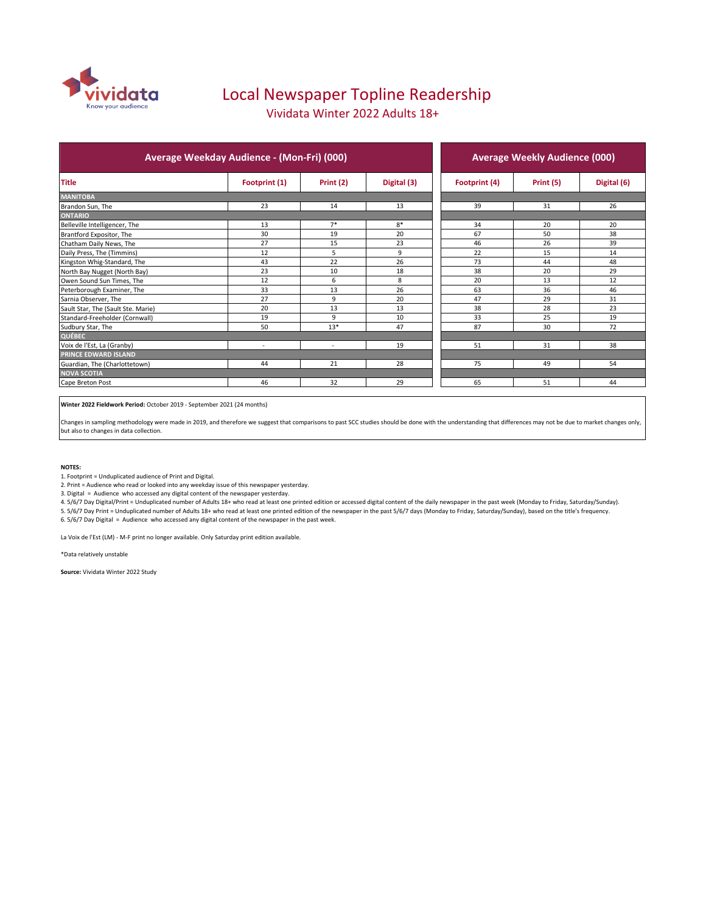vividata
Know your audience

# Local Newspaper Topline Readership

## Vividata Winter 2022 Adults 18+

| | Average Weekday Audience - (Mon-Fri) (000) | | | Average Weekly Audience (000) | | |
|---|---|---|---|---|---|---|
| **Title** | **Footprint (1)** | **Print (2)** | **Digital (3)** | **Footprint (4)** | **Print (5)** | **Digital (6)** |
| **MANITOBA** | | | | | | |
| Brandon Sun, The | 23 | 14 | 13 | 39 | 31 | 26 |
| **ONTARIO** | | | | | | |
| Belleville Intelligencer, The | 13 | 7* | 8* | 34 | 20 | 20 |
| Brantford Expositor, The | 30 | 19 | 20 | 67 | 50 | 38 |
| Chatham Daily News, The | 27 | 15 | 23 | 46 | 26 | 39 |
| Daily Press, The (Timmins) | 12 | 5 | 9 | 22 | 15 | 14 |
| Kingston Whig-Standard, The | 43 | 22 | 26 | 73 | 44 | 48 |
| North Bay Nugget (North Bay) | 23 | 10 | 18 | 38 | 20 | 29 |
| Owen Sound Sun Times, The | 12 | 6 | 8 | 20 | 13 | 12 |
| Peterborough Examiner, The | 33 | 13 | 26 | 63 | 36 | 46 |
| Sarnia Observer, The | 27 | 9 | 20 | 47 | 29 | 31 |
| Sault Star, The (Sault Ste. Marie) | 20 | 13 | 13 | 38 | 28 | 23 |
| Standard-Freeholder (Cornwall) | 19 | 9 | 10 | 33 | 25 | 19 |
| Sudbury Star, The | 50 | 13* | 47 | 87 | 30 | 72 |
| **QUÉBEC** | | | | | | |
| Voix de l'Est, La (Granby) | - | - | 19 | 51 | 31 | 38 |
| **PRINCE EDWARD ISLAND** | | | | | | |
| Guardian, The (Charlottetown) | 44 | 21 | 28 | 75 | 49 | 54 |
| **NOVA SCOTIA** | | | | | | |
| Cape Breton Post | 46 | 32 | 29 | 65 | 51 | 44 |

**Winter 2022 Fieldwork Period:** October 2019 - September 2021 (24 months)

Changes in sampling methodology were made in 2019, and therefore we suggest that comparisons to past SCC studies should be done with the understanding that differences may not be due to market changes only, but also to changes in data collection.

**NOTES:**

1. Footprint = Unduplicated audience of Print and Digital.
2. Print = Audience who read or looked into any weekday issue of this newspaper yesterday.
3. Digital = Audience who accessed any digital content of the newspaper yesterday.
4. 5/6/7 Day Digital/Print = Unduplicated number of Adults 18+ who read at least one printed edition or accessed digital content of the daily newspaper in the past week (Monday to Friday, Saturday/Sunday).
5. 5/6/7 Day Print = Unduplicated number of Adults 18+ who read at least one printed edition of the newspaper in the past 5/6/7 days (Monday to Friday, Saturday/Sunday), based on the title's frequency.
6. 5/6/7 Day Digital = Audience who accessed any digital content of the newspaper in the past week.

La Voix de l'Est (LM) - M-F print no longer available. Only Saturday print edition available.

*Data relatively unstable

**Source:** Vividata Winter 2022 Study